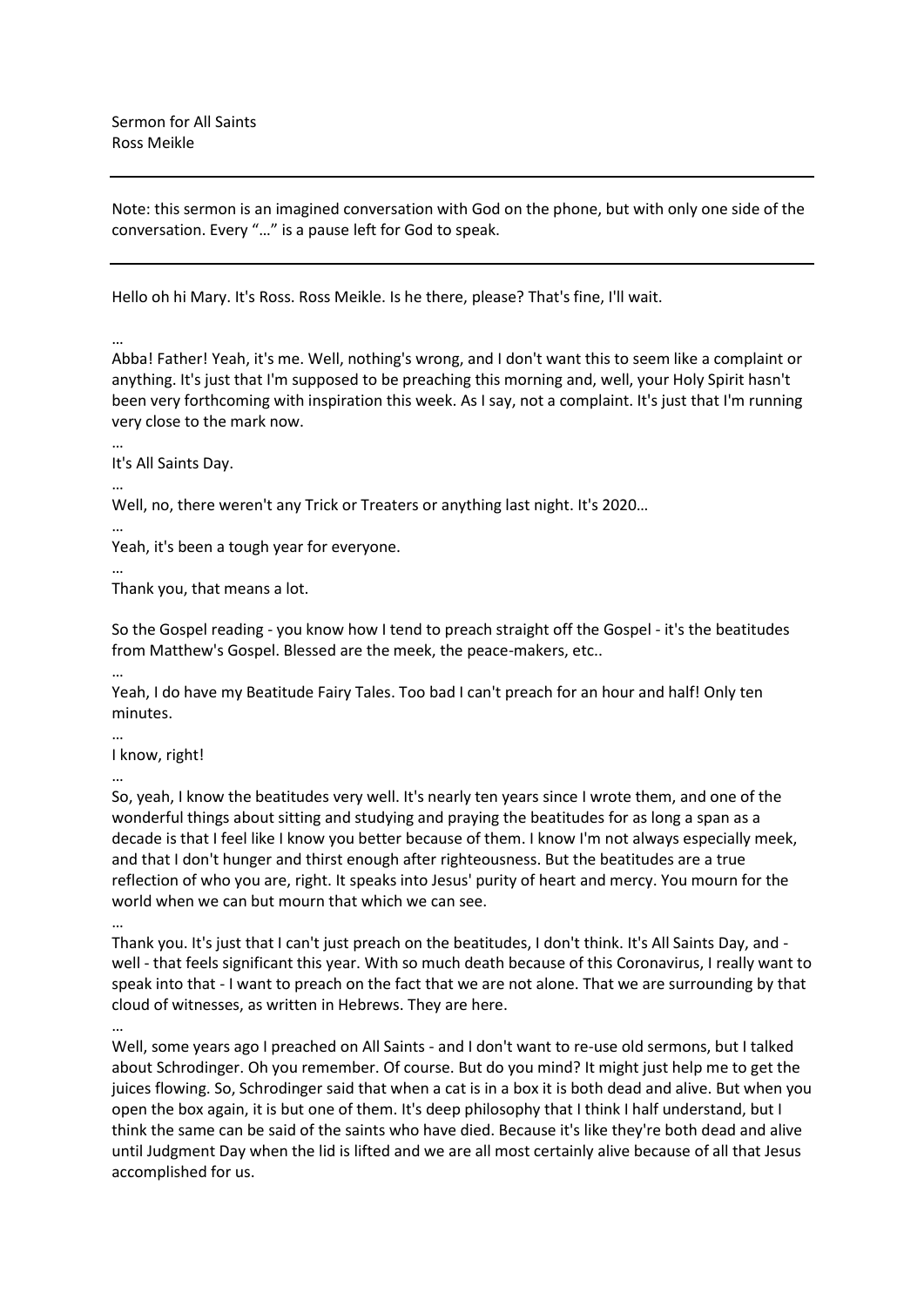Sermon for All Saints
Ross Meikle

---

Note: this sermon is an imagined conversation with God on the phone, but with only one side of the conversation. Every "…" is a pause left for God to speak.

---

Hello oh hi Mary. It's Ross. Ross Meikle. Is he there, please? That's fine, I'll wait.

…

Abba! Father! Yeah, it's me. Well, nothing's wrong, and I don't want this to seem like a complaint or anything. It's just that I'm supposed to be preaching this morning and, well, your Holy Spirit hasn't been very forthcoming with inspiration this week. As I say, not a complaint. It's just that I'm running very close to the mark now.

…

It's All Saints Day.

…

Well, no, there weren't any Trick or Treaters or anything last night. It's 2020…

…

Yeah, it's been a tough year for everyone.

…

Thank you, that means a lot.

So the Gospel reading - you know how I tend to preach straight off the Gospel - it's the beatitudes from Matthew's Gospel. Blessed are the meek, the peace-makers, etc..

…

Yeah, I do have my Beatitude Fairy Tales. Too bad I can't preach for an hour and half! Only ten minutes.

…

I know, right!

…

So, yeah, I know the beatitudes very well. It's nearly ten years since I wrote them, and one of the wonderful things about sitting and studying and praying the beatitudes for as long a span as a decade is that I feel like I know you better because of them. I know I'm not always especially meek, and that I don't hunger and thirst enough after righteousness. But the beatitudes are a true reflection of who you are, right. It speaks into Jesus' purity of heart and mercy. You mourn for the world when we can but mourn that which we can see.

…

Thank you. It's just that I can't just preach on the beatitudes, I don't think. It's All Saints Day, and - well - that feels significant this year. With so much death because of this Coronavirus, I really want to speak into that - I want to preach on the fact that we are not alone. That we are surrounding by that cloud of witnesses, as written in Hebrews. They are here.

…

Well, some years ago I preached on All Saints - and I don't want to re-use old sermons, but I talked about Schrodinger. Oh you remember. Of course. But do you mind? It might just help me to get the juices flowing. So, Schrodinger said that when a cat is in a box it is both dead and alive. But when you open the box again, it is but one of them. It's deep philosophy that I think I half understand, but I think the same can be said of the saints who have died. Because it's like they're both dead and alive until Judgment Day when the lid is lifted and we are all most certainly alive because of all that Jesus accomplished for us.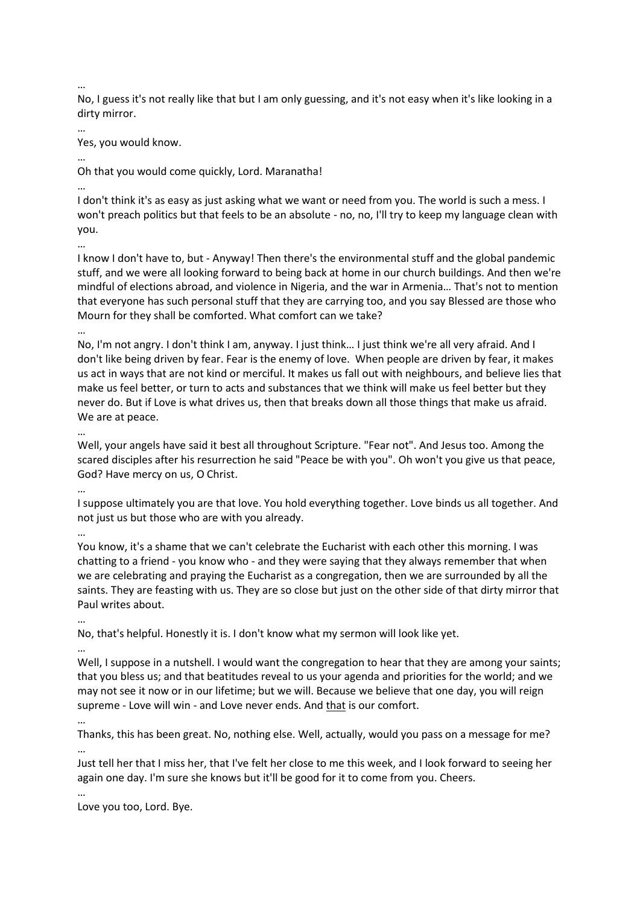…

No, I guess it's not really like that but I am only guessing, and it's not easy when it's like looking in a dirty mirror.

…

Yes, you would know.

…

Oh that you would come quickly, Lord. Maranatha!

…

I don't think it's as easy as just asking what we want or need from you. The world is such a mess. I won't preach politics but that feels to be an absolute - no, no, I'll try to keep my language clean with you.

…

I know I don't have to, but - Anyway! Then there's the environmental stuff and the global pandemic stuff, and we were all looking forward to being back at home in our church buildings. And then we're mindful of elections abroad, and violence in Nigeria, and the war in Armenia… That's not to mention that everyone has such personal stuff that they are carrying too, and you say Blessed are those who Mourn for they shall be comforted. What comfort can we take?

…

No, I'm not angry. I don't think I am, anyway. I just think… I just think we're all very afraid. And I don't like being driven by fear. Fear is the enemy of love. When people are driven by fear, it makes us act in ways that are not kind or merciful. It makes us fall out with neighbours, and believe lies that make us feel better, or turn to acts and substances that we think will make us feel better but they never do. But if Love is what drives us, then that breaks down all those things that make us afraid. We are at peace.

…

Well, your angels have said it best all throughout Scripture. "Fear not". And Jesus too. Among the scared disciples after his resurrection he said "Peace be with you". Oh won't you give us that peace, God? Have mercy on us, O Christ.

…

I suppose ultimately you are that love. You hold everything together. Love binds us all together. And not just us but those who are with you already.

…

You know, it's a shame that we can't celebrate the Eucharist with each other this morning. I was chatting to a friend - you know who - and they were saying that they always remember that when we are celebrating and praying the Eucharist as a congregation, then we are surrounded by all the saints. They are feasting with us. They are so close but just on the other side of that dirty mirror that Paul writes about.

…

No, that's helpful. Honestly it is. I don't know what my sermon will look like yet.

…

Well, I suppose in a nutshell. I would want the congregation to hear that they are among your saints; that you bless us; and that beatitudes reveal to us your agenda and priorities for the world; and we may not see it now or in our lifetime; but we will. Because we believe that one day, you will reign supreme - Love will win - and Love never ends. And <u>that</u> is our comfort.

…

Thanks, this has been great. No, nothing else. Well, actually, would you pass on a message for me?

…

Just tell her that I miss her, that I've felt her close to me this week, and I look forward to seeing her again one day. I'm sure she knows but it'll be good for it to come from you. Cheers.

…

Love you too, Lord. Bye.